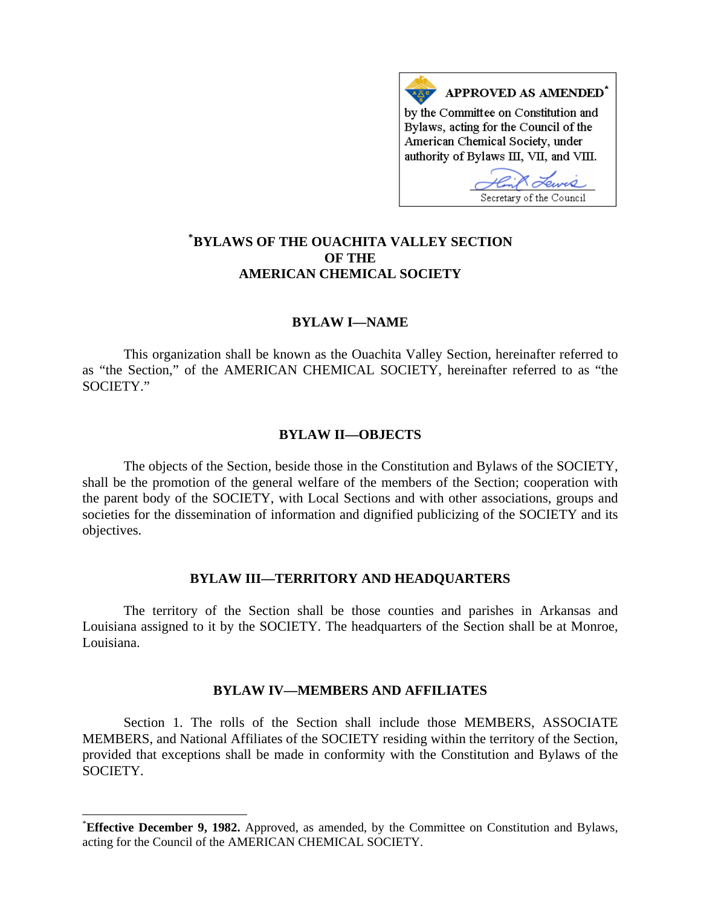**APPROVED AS AMENDED*** by the Committee on Constitution and Bylaws, acting for the Council of the American Chemical Society, under authority of Bylaws III, VII, and VIII.

Secretary of the Council

# *BYLAWS OF THE OUACHITA VALLEY SECTION OF THE AMERICAN CHEMICAL SOCIETY

## BYLAW I—NAME

This organization shall be known as the Ouachita Valley Section, hereinafter referred to as "the Section," of the AMERICAN CHEMICAL SOCIETY, hereinafter referred to as "the SOCIETY."

## BYLAW II—OBJECTS

The objects of the Section, beside those in the Constitution and Bylaws of the SOCIETY, shall be the promotion of the general welfare of the members of the Section; cooperation with the parent body of the SOCIETY, with Local Sections and with other associations, groups and societies for the dissemination of information and dignified publicizing of the SOCIETY and its objectives.

## BYLAW III—TERRITORY AND HEADQUARTERS

The territory of the Section shall be those counties and parishes in Arkansas and Louisiana assigned to it by the SOCIETY. The headquarters of the Section shall be at Monroe, Louisiana.

## BYLAW IV—MEMBERS AND AFFILIATES

Section 1. The rolls of the Section shall include those MEMBERS, ASSOCIATE MEMBERS, and National Affiliates of the SOCIETY residing within the territory of the Section, provided that exceptions shall be made in conformity with the Constitution and Bylaws of the SOCIETY.

---

***Effective December 9, 1982.** Approved, as amended, by the Committee on Constitution and Bylaws, acting for the Council of the AMERICAN CHEMICAL SOCIETY.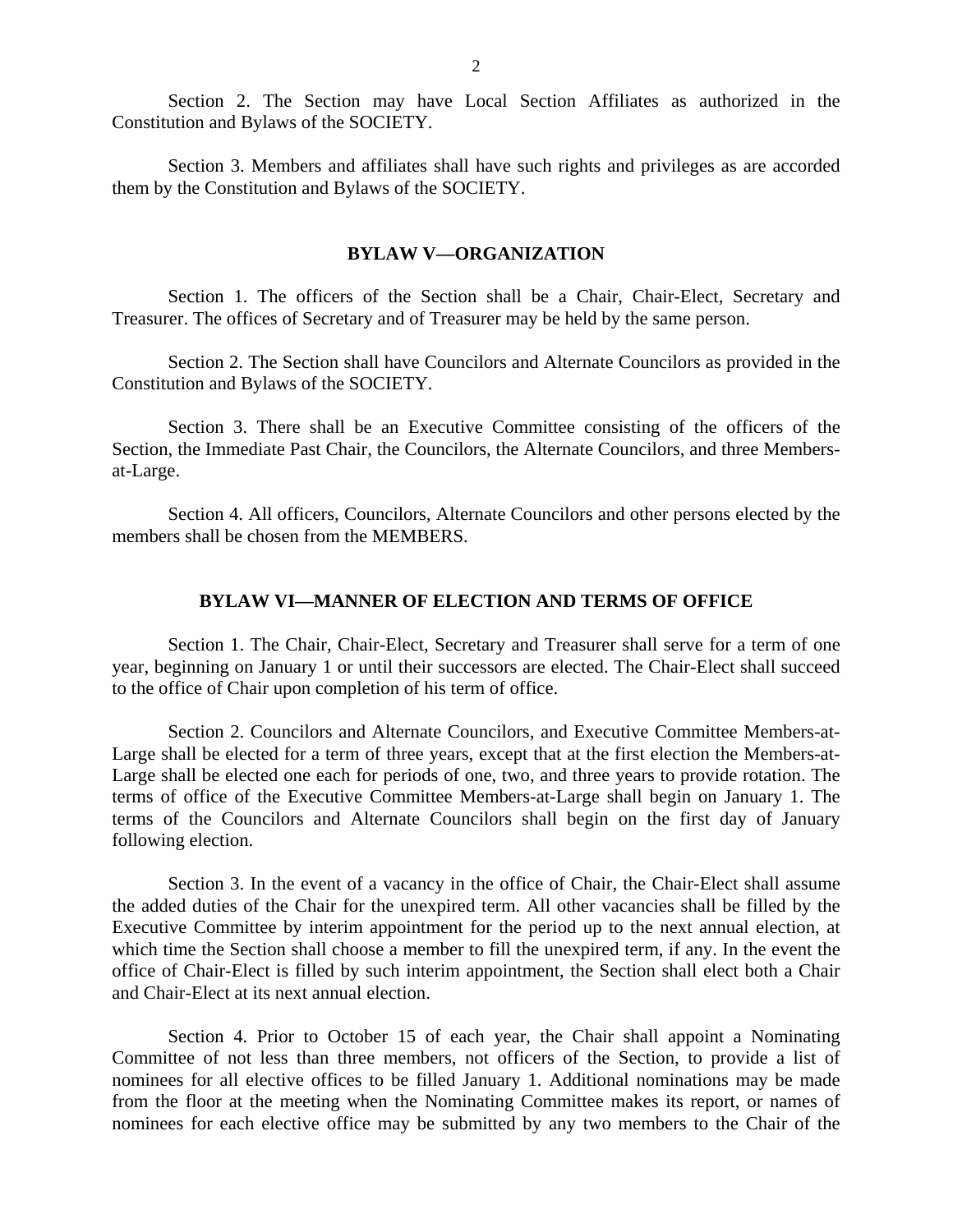Section 2. The Section may have Local Section Affiliates as authorized in the Constitution and Bylaws of the SOCIETY.

Section 3. Members and affiliates shall have such rights and privileges as are accorded them by the Constitution and Bylaws of the SOCIETY.

## BYLAW V—ORGANIZATION

Section 1. The officers of the Section shall be a Chair, Chair-Elect, Secretary and Treasurer. The offices of Secretary and of Treasurer may be held by the same person.

Section 2. The Section shall have Councilors and Alternate Councilors as provided in the Constitution and Bylaws of the SOCIETY.

Section 3. There shall be an Executive Committee consisting of the officers of the Section, the Immediate Past Chair, the Councilors, the Alternate Councilors, and three Members-at-Large.

Section 4. All officers, Councilors, Alternate Councilors and other persons elected by the members shall be chosen from the MEMBERS.

## BYLAW VI—MANNER OF ELECTION AND TERMS OF OFFICE

Section 1. The Chair, Chair-Elect, Secretary and Treasurer shall serve for a term of one year, beginning on January 1 or until their successors are elected. The Chair-Elect shall succeed to the office of Chair upon completion of his term of office.

Section 2. Councilors and Alternate Councilors, and Executive Committee Members-at-Large shall be elected for a term of three years, except that at the first election the Members-at-Large shall be elected one each for periods of one, two, and three years to provide rotation. The terms of office of the Executive Committee Members-at-Large shall begin on January 1. The terms of the Councilors and Alternate Councilors shall begin on the first day of January following election.

Section 3. In the event of a vacancy in the office of Chair, the Chair-Elect shall assume the added duties of the Chair for the unexpired term. All other vacancies shall be filled by the Executive Committee by interim appointment for the period up to the next annual election, at which time the Section shall choose a member to fill the unexpired term, if any. In the event the office of Chair-Elect is filled by such interim appointment, the Section shall elect both a Chair and Chair-Elect at its next annual election.

Section 4. Prior to October 15 of each year, the Chair shall appoint a Nominating Committee of not less than three members, not officers of the Section, to provide a list of nominees for all elective offices to be filled January 1. Additional nominations may be made from the floor at the meeting when the Nominating Committee makes its report, or names of nominees for each elective office may be submitted by any two members to the Chair of the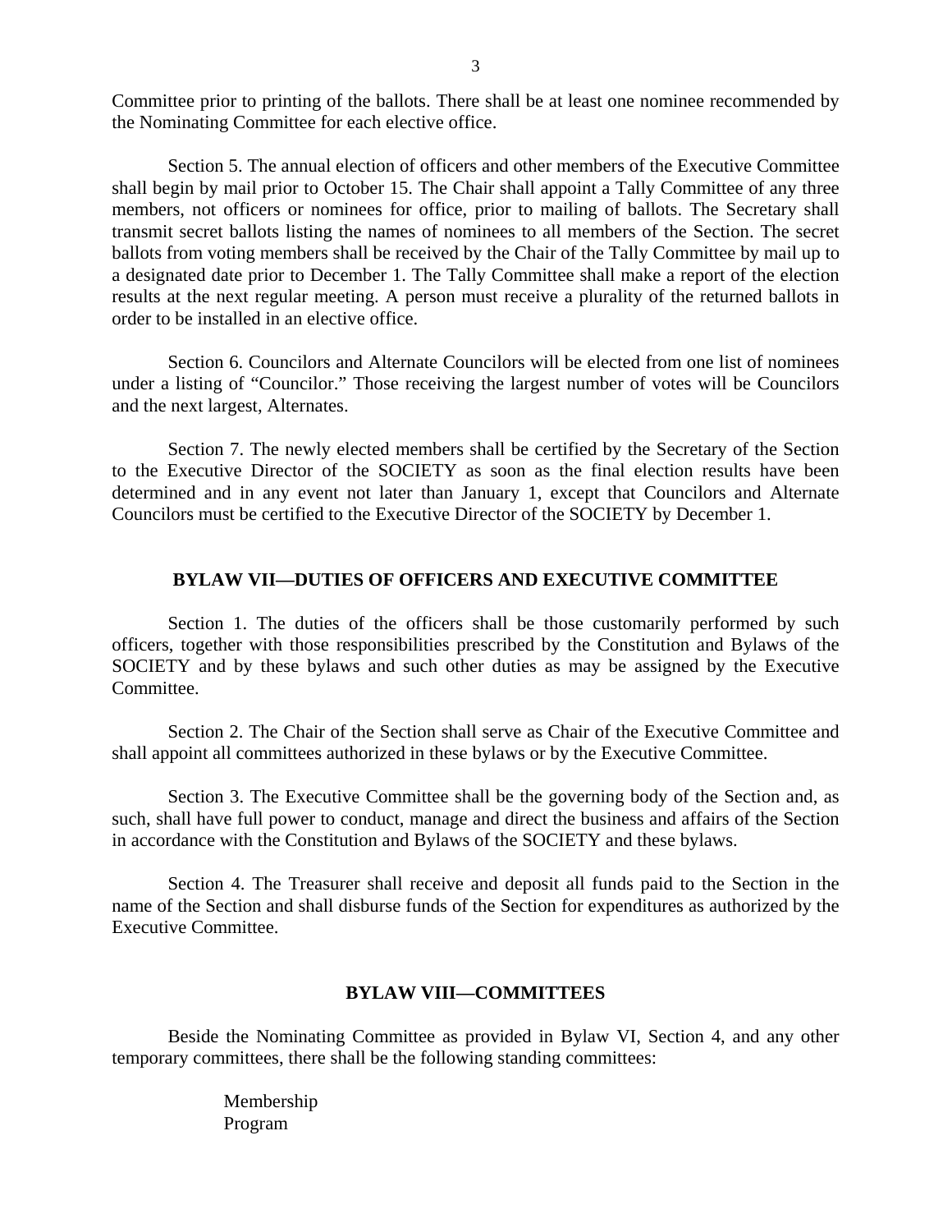Committee prior to printing of the ballots. There shall be at least one nominee recommended by the Nominating Committee for each elective office.

Section 5. The annual election of officers and other members of the Executive Committee shall begin by mail prior to October 15. The Chair shall appoint a Tally Committee of any three members, not officers or nominees for office, prior to mailing of ballots. The Secretary shall transmit secret ballots listing the names of nominees to all members of the Section. The secret ballots from voting members shall be received by the Chair of the Tally Committee by mail up to a designated date prior to December 1. The Tally Committee shall make a report of the election results at the next regular meeting. A person must receive a plurality of the returned ballots in order to be installed in an elective office.

Section 6. Councilors and Alternate Councilors will be elected from one list of nominees under a listing of "Councilor." Those receiving the largest number of votes will be Councilors and the next largest, Alternates.

Section 7. The newly elected members shall be certified by the Secretary of the Section to the Executive Director of the SOCIETY as soon as the final election results have been determined and in any event not later than January 1, except that Councilors and Alternate Councilors must be certified to the Executive Director of the SOCIETY by December 1.

## BYLAW VII—DUTIES OF OFFICERS AND EXECUTIVE COMMITTEE

Section 1. The duties of the officers shall be those customarily performed by such officers, together with those responsibilities prescribed by the Constitution and Bylaws of the SOCIETY and by these bylaws and such other duties as may be assigned by the Executive Committee.

Section 2. The Chair of the Section shall serve as Chair of the Executive Committee and shall appoint all committees authorized in these bylaws or by the Executive Committee.

Section 3. The Executive Committee shall be the governing body of the Section and, as such, shall have full power to conduct, manage and direct the business and affairs of the Section in accordance with the Constitution and Bylaws of the SOCIETY and these bylaws.

Section 4. The Treasurer shall receive and deposit all funds paid to the Section in the name of the Section and shall disburse funds of the Section for expenditures as authorized by the Executive Committee.

## BYLAW VIII—COMMITTEES

Beside the Nominating Committee as provided in Bylaw VI, Section 4, and any other temporary committees, there shall be the following standing committees:

Membership
Program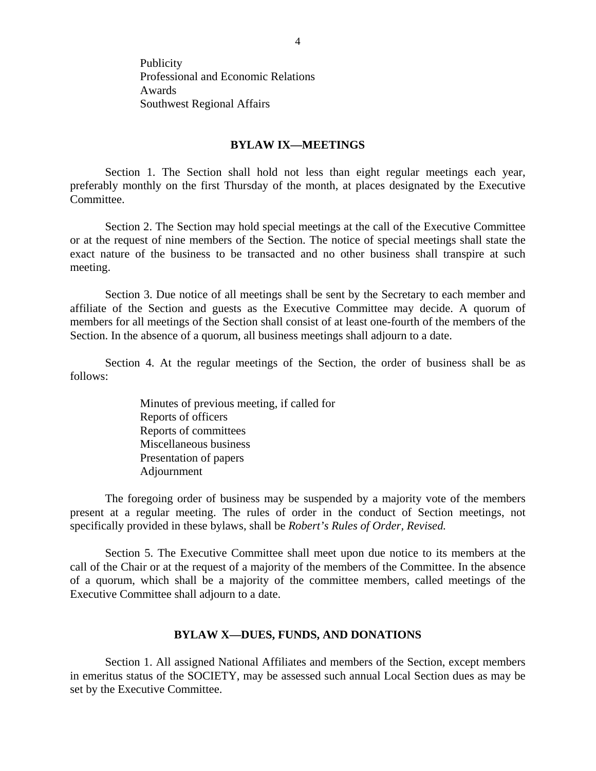Publicity
Professional and Economic Relations
Awards
Southwest Regional Affairs

## BYLAW IX—MEETINGS

Section 1. The Section shall hold not less than eight regular meetings each year, preferably monthly on the first Thursday of the month, at places designated by the Executive Committee.

Section 2. The Section may hold special meetings at the call of the Executive Committee or at the request of nine members of the Section. The notice of special meetings shall state the exact nature of the business to be transacted and no other business shall transpire at such meeting.

Section 3. Due notice of all meetings shall be sent by the Secretary to each member and affiliate of the Section and guests as the Executive Committee may decide. A quorum of members for all meetings of the Section shall consist of at least one-fourth of the members of the Section. In the absence of a quorum, all business meetings shall adjourn to a date.

Section 4. At the regular meetings of the Section, the order of business shall be as follows:

Minutes of previous meeting, if called for
Reports of officers
Reports of committees
Miscellaneous business
Presentation of papers
Adjournment

The foregoing order of business may be suspended by a majority vote of the members present at a regular meeting. The rules of order in the conduct of Section meetings, not specifically provided in these bylaws, shall be *Robert's Rules of Order, Revised.*

Section 5. The Executive Committee shall meet upon due notice to its members at the call of the Chair or at the request of a majority of the members of the Committee. In the absence of a quorum, which shall be a majority of the committee members, called meetings of the Executive Committee shall adjourn to a date.

## BYLAW X—DUES, FUNDS, AND DONATIONS

Section 1. All assigned National Affiliates and members of the Section, except members in emeritus status of the SOCIETY, may be assessed such annual Local Section dues as may be set by the Executive Committee.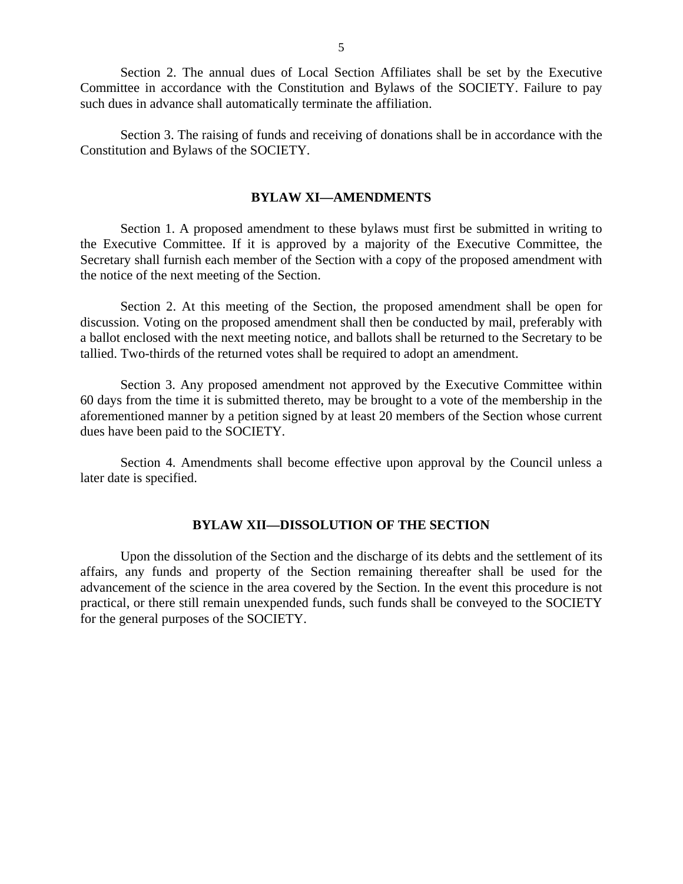Section 2. The annual dues of Local Section Affiliates shall be set by the Executive Committee in accordance with the Constitution and Bylaws of the SOCIETY. Failure to pay such dues in advance shall automatically terminate the affiliation.

Section 3. The raising of funds and receiving of donations shall be in accordance with the Constitution and Bylaws of the SOCIETY.

## BYLAW XI—AMENDMENTS

Section 1. A proposed amendment to these bylaws must first be submitted in writing to the Executive Committee. If it is approved by a majority of the Executive Committee, the Secretary shall furnish each member of the Section with a copy of the proposed amendment with the notice of the next meeting of the Section.

Section 2. At this meeting of the Section, the proposed amendment shall be open for discussion. Voting on the proposed amendment shall then be conducted by mail, preferably with a ballot enclosed with the next meeting notice, and ballots shall be returned to the Secretary to be tallied. Two-thirds of the returned votes shall be required to adopt an amendment.

Section 3. Any proposed amendment not approved by the Executive Committee within 60 days from the time it is submitted thereto, may be brought to a vote of the membership in the aforementioned manner by a petition signed by at least 20 members of the Section whose current dues have been paid to the SOCIETY.

Section 4. Amendments shall become effective upon approval by the Council unless a later date is specified.

## BYLAW XII—DISSOLUTION OF THE SECTION

Upon the dissolution of the Section and the discharge of its debts and the settlement of its affairs, any funds and property of the Section remaining thereafter shall be used for the advancement of the science in the area covered by the Section. In the event this procedure is not practical, or there still remain unexpended funds, such funds shall be conveyed to the SOCIETY for the general purposes of the SOCIETY.